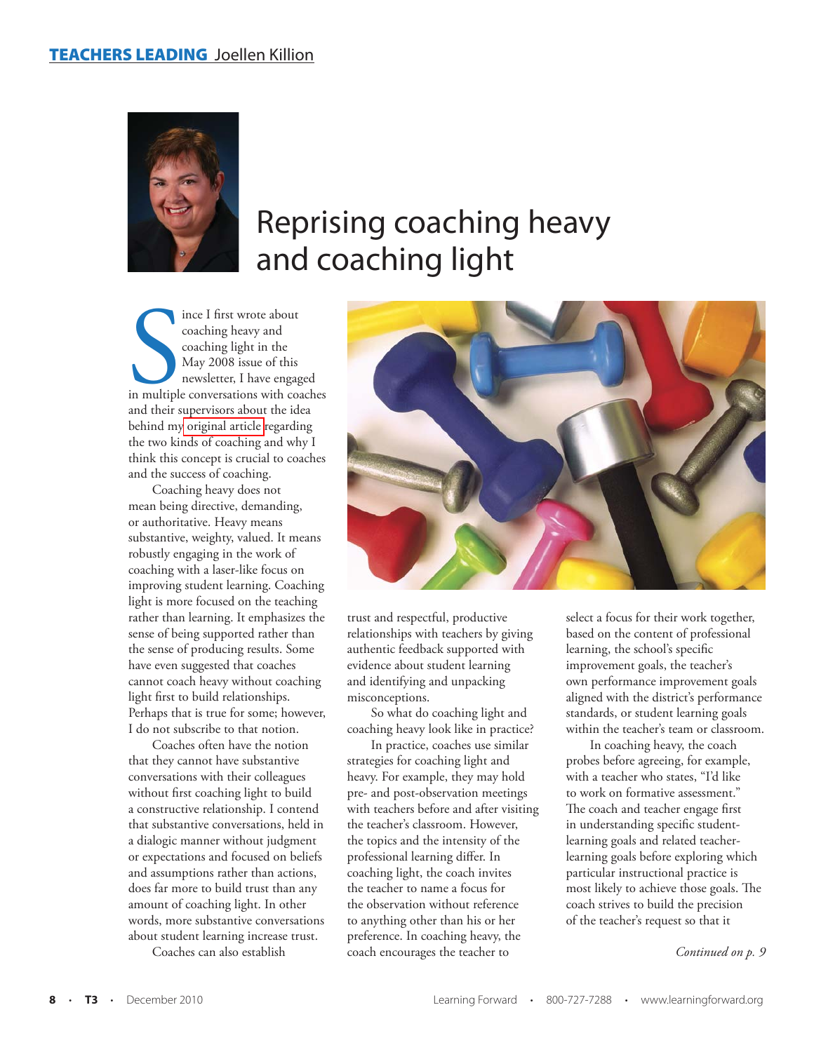**TEACHERS LEADING** Joellen Killion

# Reprising coaching heavy and coaching light

Since I first wrote about coaching heavy and coaching light in the May 2008 issue of this newsletter, I have engaged in multiple conversations with coaches and their supervisors about the idea behind my original article regarding the two kinds of coaching and why I think this concept is crucial to coaches and the success of coaching.

Coaching heavy does not mean being directive, demanding, or authoritative. Heavy means substantive, weighty, valued. It means robustly engaging in the work of coaching with a laser-like focus on improving student learning. Coaching light is more focused on the teaching rather than learning. It emphasizes the sense of being supported rather than the sense of producing results. Some have even suggested that coaches cannot coach heavy without coaching light first to build relationships. Perhaps that is true for some; however, I do not subscribe to that notion.

Coaches often have the notion that they cannot have substantive conversations with their colleagues without first coaching light to build a constructive relationship. I contend that substantive conversations, held in a dialogic manner without judgment or expectations and focused on beliefs and assumptions rather than actions, does far more to build trust than any amount of coaching light. In other words, more substantive conversations about student learning increase trust.

Coaches can also establish trust and respectful, productive relationships with teachers by giving authentic feedback supported with evidence about student learning and identifying and unpacking misconceptions.

So what do coaching light and coaching heavy look like in practice?

In practice, coaches use similar strategies for coaching light and heavy. For example, they may hold pre- and post-observation meetings with teachers before and after visiting the teacher's classroom. However, the topics and the intensity of the professional learning differ. In coaching light, the coach invites the teacher to name a focus for the observation without reference to anything other than his or her preference. In coaching heavy, the coach encourages the teacher to select a focus for their work together, based on the content of professional learning, the school's specific improvement goals, the teacher's own performance improvement goals aligned with the district's performance standards, or student learning goals within the teacher's team or classroom.

In coaching heavy, the coach probes before agreeing, for example, with a teacher who states, "I'd like to work on formative assessment." The coach and teacher engage first in understanding specific student-learning goals and related teacher-learning goals before exploring which particular instructional practice is most likely to achieve those goals. The coach strives to build the precision of the teacher's request so that it

*Continued on p. 9*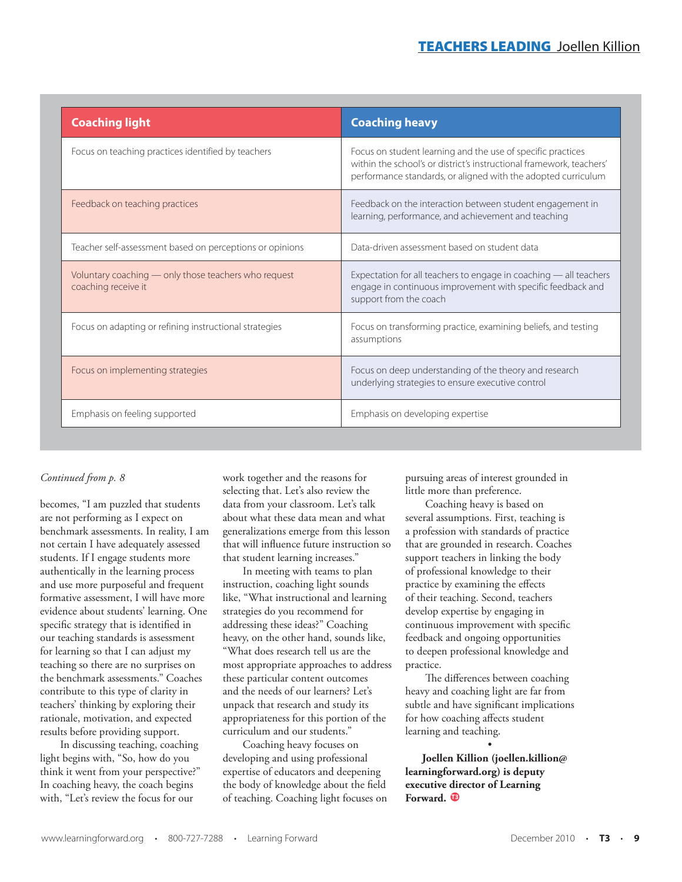| Coaching light | Coaching heavy |
|---|---|
| Focus on teaching practices identified by teachers | Focus on student learning and the use of specific practices within the school's or district's instructional framework, teachers' performance standards, or aligned with the adopted curriculum |
| Feedback on teaching practices | Feedback on the interaction between student engagement in learning, performance, and achievement and teaching |
| Teacher self-assessment based on perceptions or opinions | Data-driven assessment based on student data |
| Voluntary coaching — only those teachers who request coaching receive it | Expectation for all teachers to engage in coaching — all teachers engage in continuous improvement with specific feedback and support from the coach |
| Focus on adapting or refining instructional strategies | Focus on transforming practice, examining beliefs, and testing assumptions |
| Focus on implementing strategies | Focus on deep understanding of the theory and research underlying strategies to ensure executive control |
| Emphasis on feeling supported | Emphasis on developing expertise |

*Continued from p. 8*

becomes, "I am puzzled that students are not performing as I expect on benchmark assessments. In reality, I am not certain I have adequately assessed students. If I engage students more authentically in the learning process and use more purposeful and frequent formative assessment, I will have more evidence about students' learning. One specific strategy that is identified in our teaching standards is assessment for learning so that I can adjust my teaching so there are no surprises on the benchmark assessments." Coaches contribute to this type of clarity in teachers' thinking by exploring their rationale, motivation, and expected results before providing support.

In discussing teaching, coaching light begins with, "So, how do you think it went from your perspective?" In coaching heavy, the coach begins with, "Let's review the focus for our work together and the reasons for selecting that. Let's also review the data from your classroom. Let's talk about what these data mean and what generalizations emerge from this lesson that will influence future instruction so that student learning increases."

In meeting with teams to plan instruction, coaching light sounds like, "What instructional and learning strategies do you recommend for addressing these ideas?" Coaching heavy, on the other hand, sounds like, "What does research tell us are the most appropriate approaches to address these particular content outcomes and the needs of our learners? Let's unpack that research and study its appropriateness for this portion of the curriculum and our students."

Coaching heavy focuses on developing and using professional expertise of educators and deepening the body of knowledge about the field of teaching. Coaching light focuses on pursuing areas of interest grounded in little more than preference.

Coaching heavy is based on several assumptions. First, teaching is a profession with standards of practice that are grounded in research. Coaches support teachers in linking the body of professional knowledge to their practice by examining the effects of their teaching. Second, teachers develop expertise by engaging in continuous improvement with specific feedback and ongoing opportunities to deepen professional knowledge and practice.

The differences between coaching heavy and coaching light are far from subtle and have significant implications for how coaching affects student learning and teaching.

•

**Joellen Killion (joellen.killion@learningforward.org) is deputy executive director of Learning Forward.**